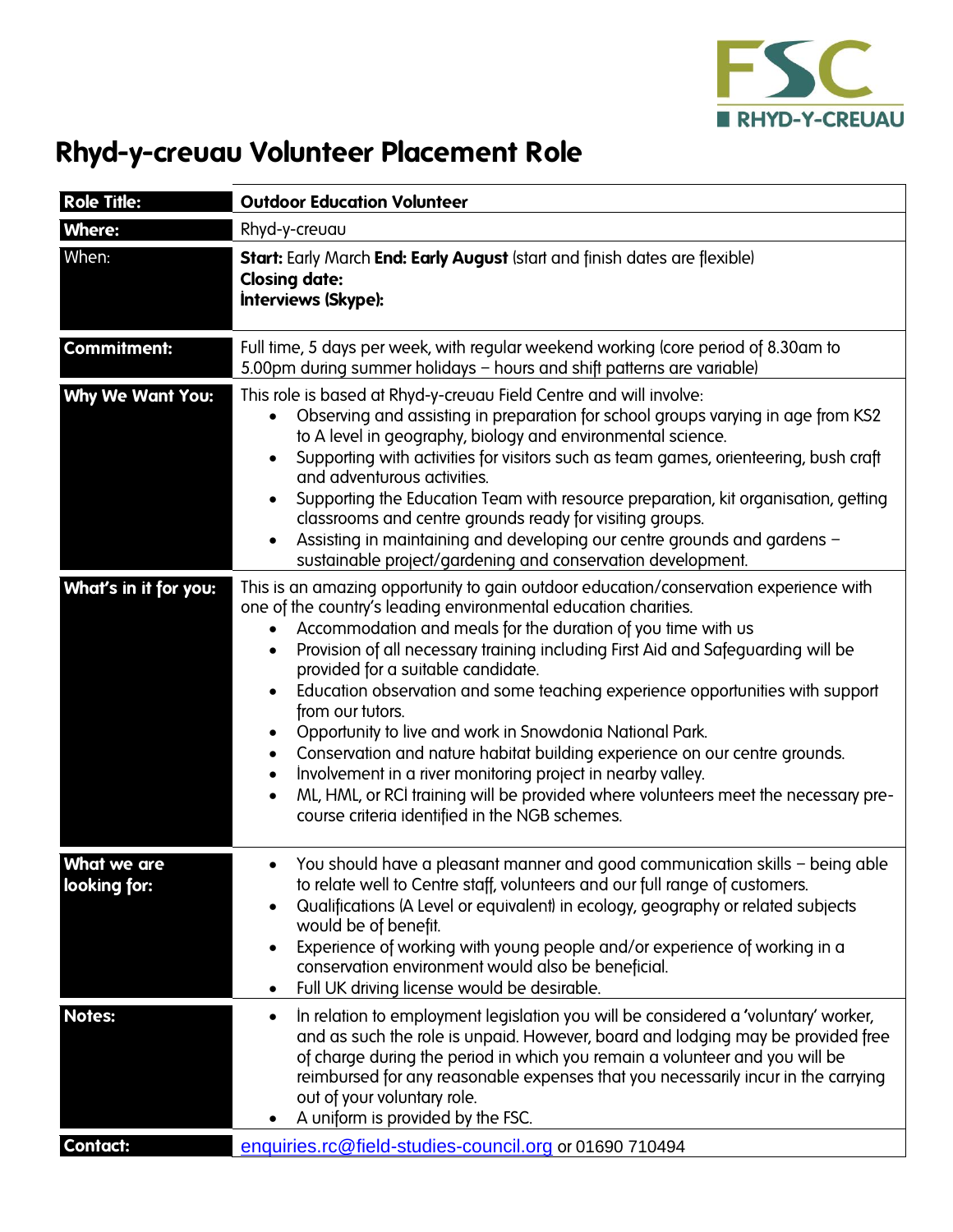FSC RHYD-Y-CREUAU

# Rhyd-y-creuau Volunteer Placement Role

| | |
|---|---|
| **Role Title:** | **Outdoor Education Volunteer** |
| **Where:** | Rhyd-y-creuau |
| When: | **Start:** Early March **End: Early August** (start and finish dates are flexible)<br>**Closing date:**<br>**Interviews (Skype):** |
| **Commitment:** | Full time, 5 days per week, with regular weekend working (core period of 8.30am to 5.00pm during summer holidays – hours and shift patterns are variable) |
| **Why We Want You:** | This role is based at Rhyd-y-creuau Field Centre and will involve:<br>• Observing and assisting in preparation for school groups varying in age from KS2 to A level in geography, biology and environmental science.<br>• Supporting with activities for visitors such as team games, orienteering, bush craft and adventurous activities.<br>• Supporting the Education Team with resource preparation, kit organisation, getting classrooms and centre grounds ready for visiting groups.<br>• Assisting in maintaining and developing our centre grounds and gardens – sustainable project/gardening and conservation development. |
| **What's in it for you:** | This is an amazing opportunity to gain outdoor education/conservation experience with one of the country's leading environmental education charities.<br>• Accommodation and meals for the duration of you time with us<br>• Provision of all necessary training including First Aid and Safeguarding will be provided for a suitable candidate.<br>• Education observation and some teaching experience opportunities with support from our tutors.<br>• Opportunity to live and work in Snowdonia National Park.<br>• Conservation and nature habitat building experience on our centre grounds.<br>• Involvement in a river monitoring project in nearby valley.<br>• ML, HML, or RCI training will be provided where volunteers meet the necessary pre-course criteria identified in the NGB schemes. |
| **What we are looking for:** | • You should have a pleasant manner and good communication skills – being able to relate well to Centre staff, volunteers and our full range of customers.<br>• Qualifications (A Level or equivalent) in ecology, geography or related subjects would be of benefit.<br>• Experience of working with young people and/or experience of working in a conservation environment would also be beneficial.<br>• Full UK driving license would be desirable. |
| **Notes:** | • In relation to employment legislation you will be considered a 'voluntary' worker, and as such the role is unpaid. However, board and lodging may be provided free of charge during the period in which you remain a volunteer and you will be reimbursed for any reasonable expenses that you necessarily incur in the carrying out of your voluntary role.<br>• A uniform is provided by the FSC. |
| **Contact:** | enquiries.rc@field-studies-council.org or 01690 710494 |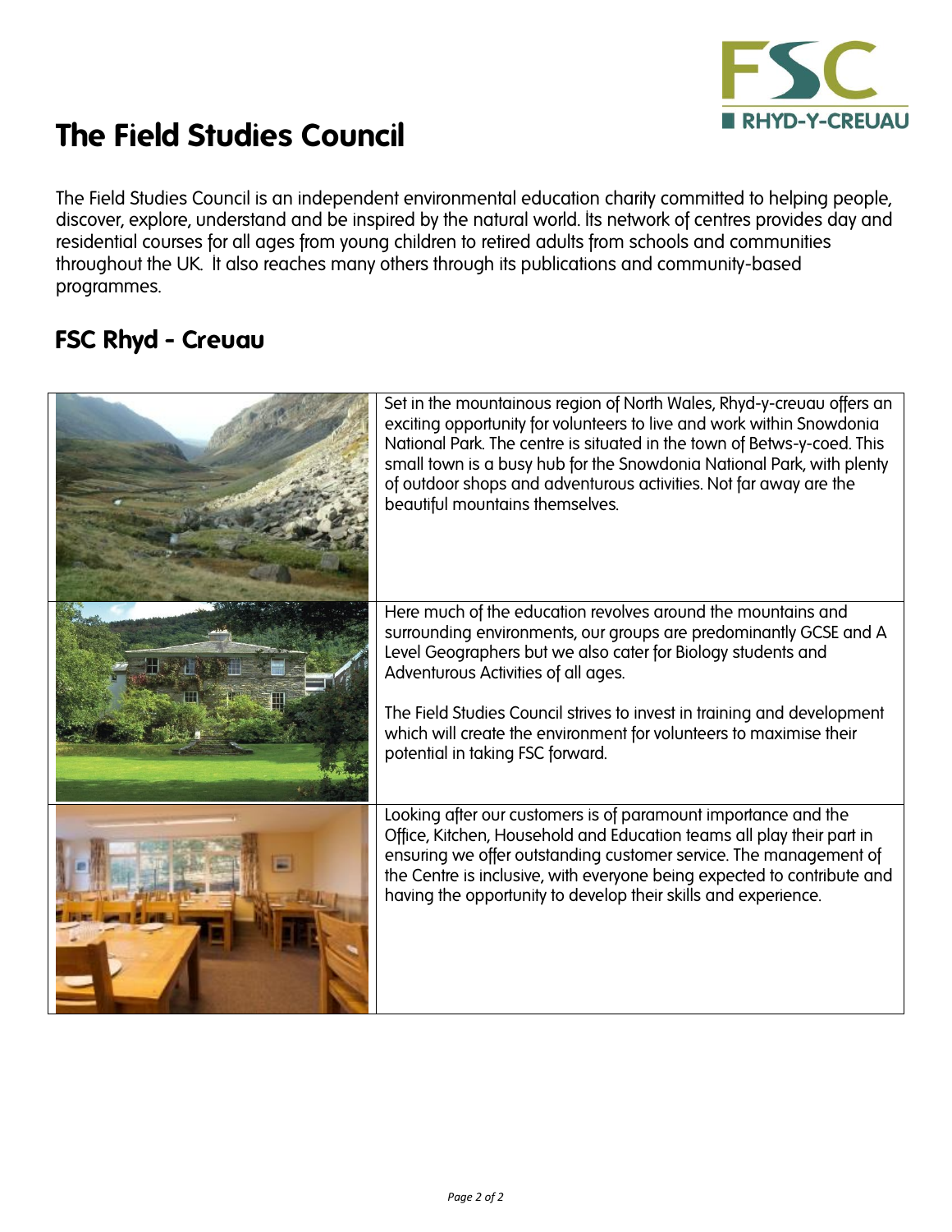# The Field Studies Council

The Field Studies Council is an independent environmental education charity committed to helping people, discover, explore, understand and be inspired by the natural world. Its network of centres provides day and residential courses for all ages from young children to retired adults from schools and communities throughout the UK. It also reaches many others through its publications and community-based programmes.

## FSC Rhyd - Creuau

Set in the mountainous region of North Wales, Rhyd-y-creuau offers an exciting opportunity for volunteers to live and work within Snowdonia National Park. The centre is situated in the town of Betws-y-coed. This small town is a busy hub for the Snowdonia National Park, with plenty of outdoor shops and adventurous activities. Not far away are the beautiful mountains themselves.

Here much of the education revolves around the mountains and surrounding environments, our groups are predominantly GCSE and A Level Geographers but we also cater for Biology students and Adventurous Activities of all ages.

The Field Studies Council strives to invest in training and development which will create the environment for volunteers to maximise their potential in taking FSC forward.

Looking after our customers is of paramount importance and the Office, Kitchen, Household and Education teams all play their part in ensuring we offer outstanding customer service. The management of the Centre is inclusive, with everyone being expected to contribute and having the opportunity to develop their skills and experience.